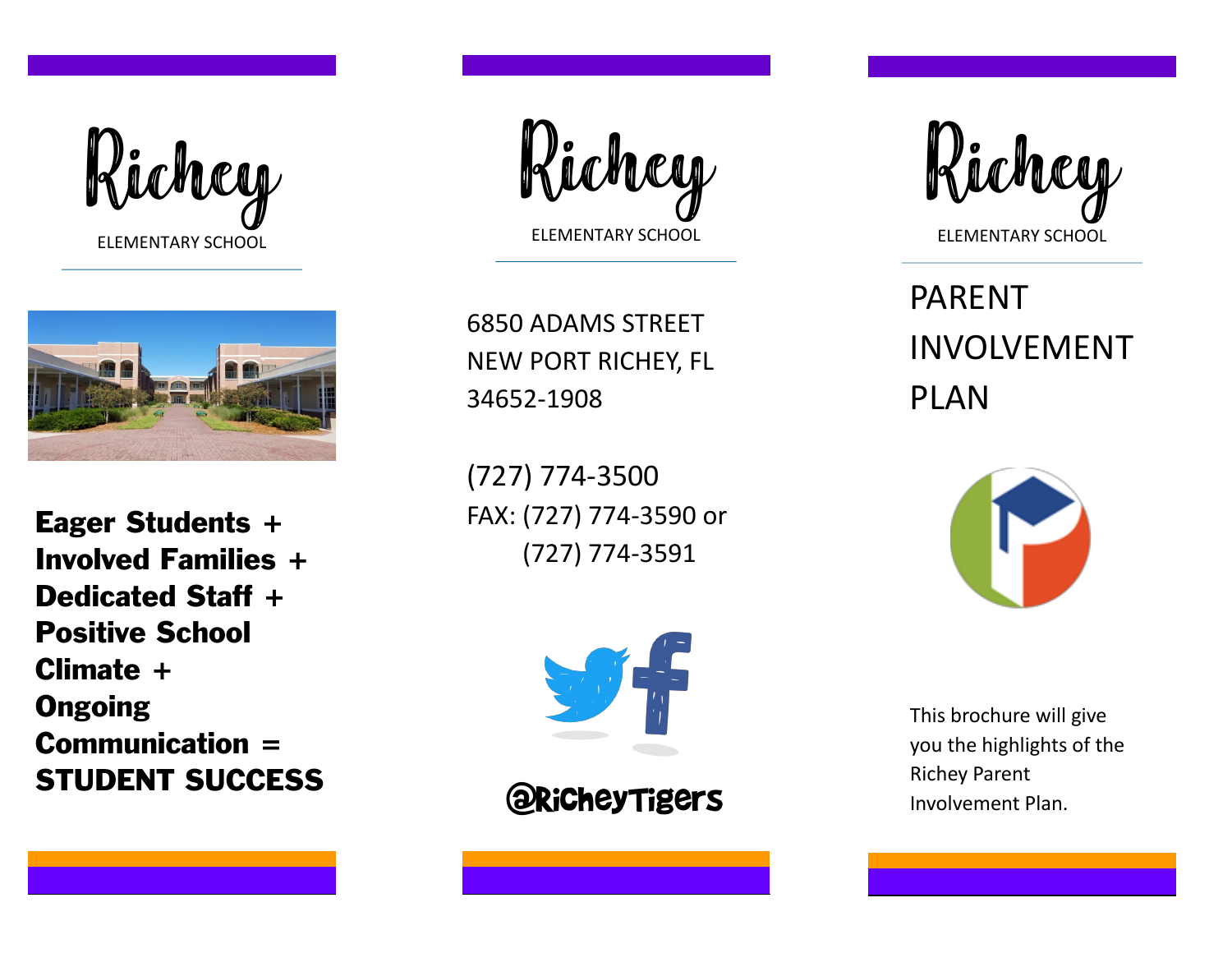# Richey

ELEMENTARY SCHOOL

**Eager Students + Involved Families + Dedicated Staff + Positive School Climate + Ongoing Communication = STUDENT SUCCESS**

# Richey

ELEMENTARY SCHOOL

6850 ADAMS STREET
NEW PORT RICHEY, FL
34652-1908

(727) 774-3500
FAX: (727) 774-3590 or
(727) 774-3591

@RicheyTigers

# Richey

ELEMENTARY SCHOOL

## PARENT INVOLVEMENT PLAN

This brochure will give you the highlights of the Richey Parent Involvement Plan.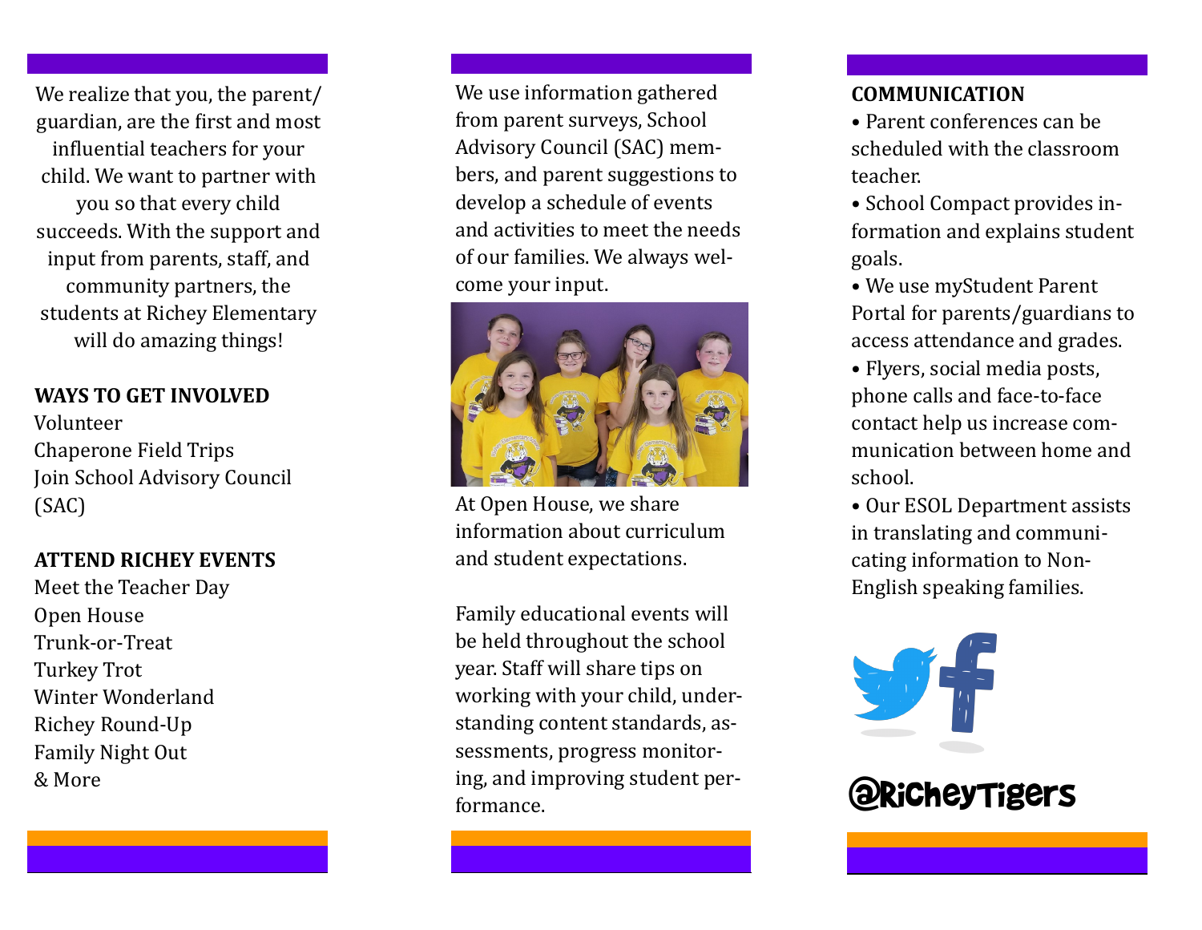We realize that you, the parent/guardian, are the first and most influential teachers for your child. We want to partner with you so that every child succeeds. With the support and input from parents, staff, and community partners, the students at Richey Elementary will do amazing things!

**WAYS TO GET INVOLVED**

Volunteer
Chaperone Field Trips
Join School Advisory Council (SAC)

**ATTEND RICHEY EVENTS**

Meet the Teacher Day
Open House
Trunk-or-Treat
Turkey Trot
Winter Wonderland
Richey Round-Up
Family Night Out
& More

We use information gathered from parent surveys, School Advisory Council (SAC) members, and parent suggestions to develop a schedule of events and activities to meet the needs of our families. We always welcome your input.

At Open House, we share information about curriculum and student expectations.

Family educational events will be held throughout the school year. Staff will share tips on working with your child, understanding content standards, assessments, progress monitoring, and improving student performance.

**COMMUNICATION**

- Parent conferences can be scheduled with the classroom teacher.
- School Compact provides information and explains student goals.
- We use myStudent Parent Portal for parents/guardians to access attendance and grades.
- Flyers, social media posts, phone calls and face-to-face contact help us increase communication between home and school.
- Our ESOL Department assists in translating and communicating information to Non-English speaking families.

@RicheyTigers